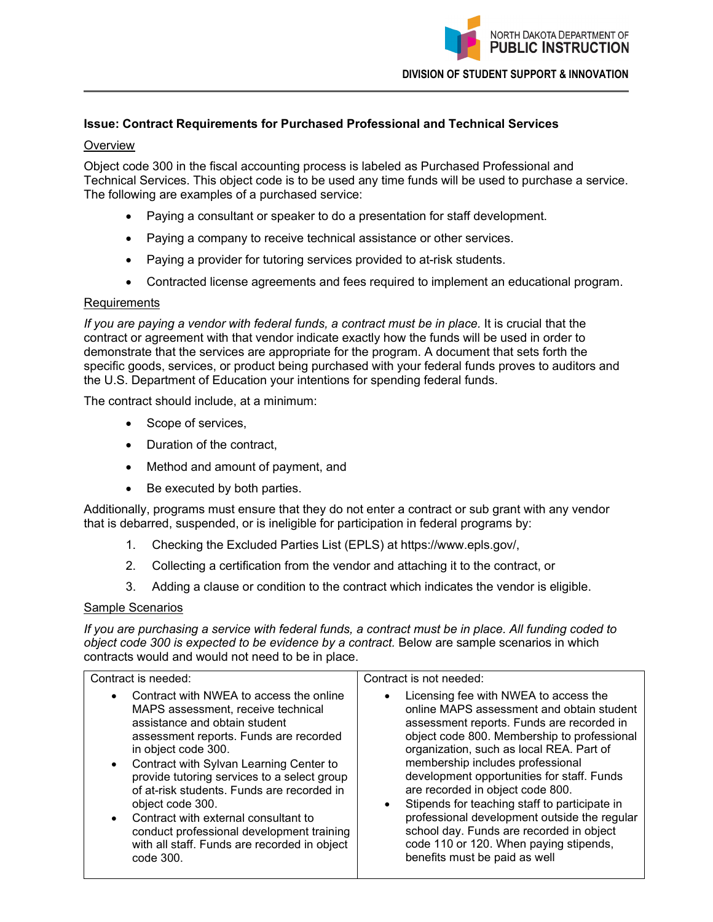NORTH DAKOTA DEPARTMENT OF **PUBLIC INSTRUCTION**

**DIVISION OF STUDENT SUPPORT & INNOVATION**

---

**Issue: Contract Requirements for Purchased Professional and Technical Services**

Overview

Object code 300 in the fiscal accounting process is labeled as Purchased Professional and Technical Services. This object code is to be used any time funds will be used to purchase a service. The following are examples of a purchased service:

- Paying a consultant or speaker to do a presentation for staff development.
- Paying a company to receive technical assistance or other services.
- Paying a provider for tutoring services provided to at-risk students.
- Contracted license agreements and fees required to implement an educational program.

Requirements

*If you are paying a vendor with federal funds, a contract must be in place.* It is crucial that the contract or agreement with that vendor indicate exactly how the funds will be used in order to demonstrate that the services are appropriate for the program. A document that sets forth the specific goods, services, or product being purchased with your federal funds proves to auditors and the U.S. Department of Education your intentions for spending federal funds.

The contract should include, at a minimum:

- Scope of services,
- Duration of the contract,
- Method and amount of payment, and
- Be executed by both parties.

Additionally, programs must ensure that they do not enter a contract or sub grant with any vendor that is debarred, suspended, or is ineligible for participation in federal programs by:

1. Checking the Excluded Parties List (EPLS) at https://www.epls.gov/,
2. Collecting a certification from the vendor and attaching it to the contract, or
3. Adding a clause or condition to the contract which indicates the vendor is eligible.

Sample Scenarios

*If you are purchasing a service with federal funds, a contract must be in place. All funding coded to object code 300 is expected to be evidence by a contract.* Below are sample scenarios in which contracts would and would not need to be in place.

| Contract is needed: | Contract is not needed: |
|---|---|
| • Contract with NWEA to access the online MAPS assessment, receive technical assistance and obtain student assessment reports. Funds are recorded in object code 300.<br>• Contract with Sylvan Learning Center to provide tutoring services to a select group of at-risk students. Funds are recorded in object code 300.<br>• Contract with external consultant to conduct professional development training with all staff. Funds are recorded in object code 300. | • Licensing fee with NWEA to access the online MAPS assessment and obtain student assessment reports. Funds are recorded in object code 800. Membership to professional organization, such as local REA. Part of membership includes professional development opportunities for staff. Funds are recorded in object code 800.<br>• Stipends for teaching staff to participate in professional development outside the regular school day. Funds are recorded in object code 110 or 120. When paying stipends, benefits must be paid as well |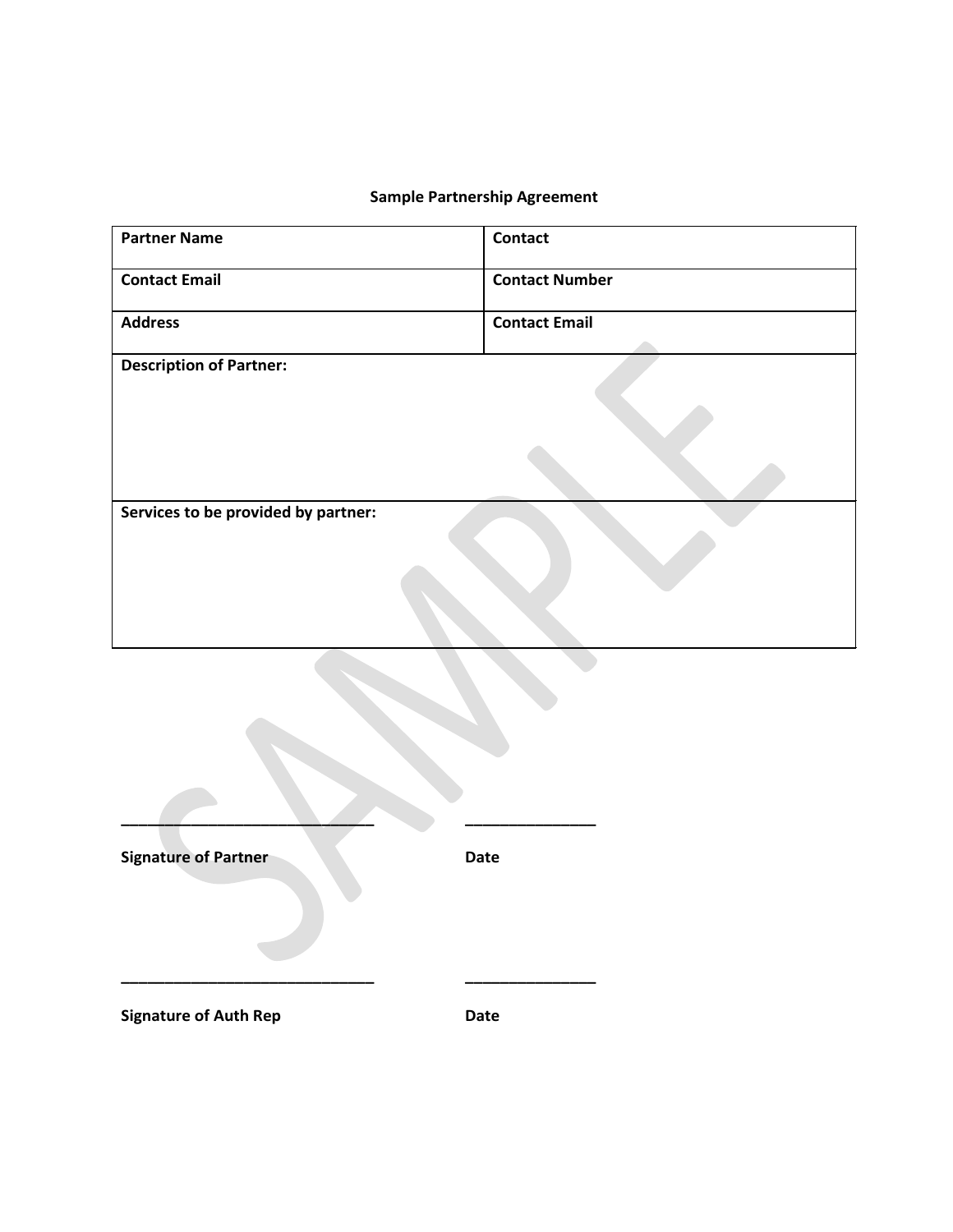**Sample Partnership Agreement**

| | |
|---|---|
| **Partner Name** | **Contact** |
| **Contact Email** | **Contact Number** |
| **Address** | **Contact Email** |
| **Description of Partner:** | |
| **Services to be provided by partner:** | |

______________________________ _______________

**Signature of Partner** **Date**

______________________________ _______________

**Signature of Auth Rep** **Date**